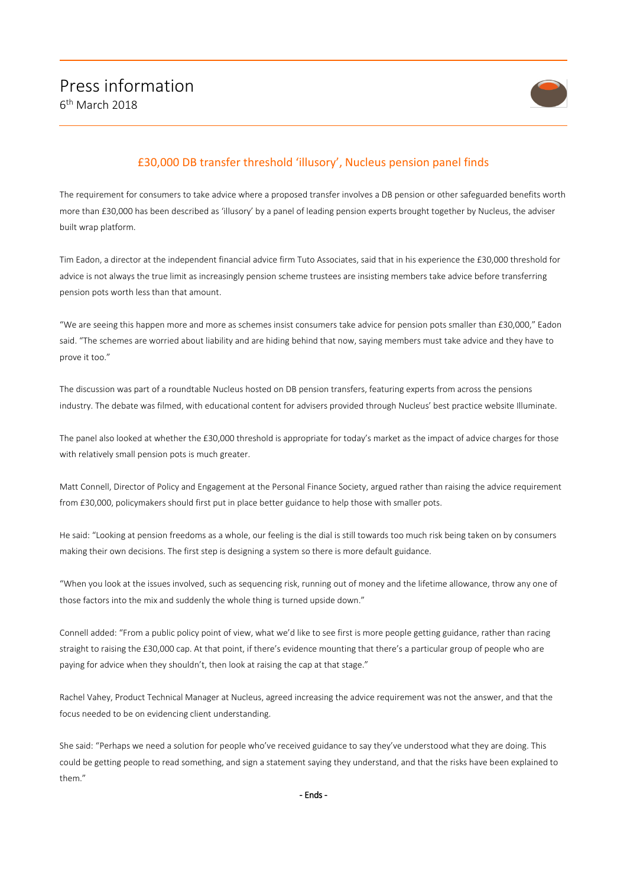# Press information

6th March 2018

## £30,000 DB transfer threshold 'illusory', Nucleus pension panel finds

The requirement for consumers to take advice where a proposed transfer involves a DB pension or other safeguarded benefits worth more than £30,000 has been described as 'illusory' by a panel of leading pension experts brought together by Nucleus, the adviser built wrap platform.

Tim Eadon, a director at the independent financial advice firm Tuto Associates, said that in his experience the £30,000 threshold for advice is not always the true limit as increasingly pension scheme trustees are insisting members take advice before transferring pension pots worth less than that amount.

"We are seeing this happen more and more as schemes insist consumers take advice for pension pots smaller than £30,000," Eadon said. "The schemes are worried about liability and are hiding behind that now, saying members must take advice and they have to prove it too."

The discussion was part of a roundtable Nucleus hosted on DB pension transfers, featuring experts from across the pensions industry. The debate was filmed, with educational content for advisers provided through Nucleus' best practice website Illuminate.

The panel also looked at whether the £30,000 threshold is appropriate for today's market as the impact of advice charges for those with relatively small pension pots is much greater.

Matt Connell, Director of Policy and Engagement at the Personal Finance Society, argued rather than raising the advice requirement from £30,000, policymakers should first put in place better guidance to help those with smaller pots.

He said: "Looking at pension freedoms as a whole, our feeling is the dial is still towards too much risk being taken on by consumers making their own decisions. The first step is designing a system so there is more default guidance.

"When you look at the issues involved, such as sequencing risk, running out of money and the lifetime allowance, throw any one of those factors into the mix and suddenly the whole thing is turned upside down."

Connell added: "From a public policy point of view, what we'd like to see first is more people getting guidance, rather than racing straight to raising the £30,000 cap. At that point, if there's evidence mounting that there's a particular group of people who are paying for advice when they shouldn't, then look at raising the cap at that stage."

Rachel Vahey, Product Technical Manager at Nucleus, agreed increasing the advice requirement was not the answer, and that the focus needed to be on evidencing client understanding.

She said: "Perhaps we need a solution for people who've received guidance to say they've understood what they are doing. This could be getting people to read something, and sign a statement saying they understand, and that the risks have been explained to them."

**- Ends -**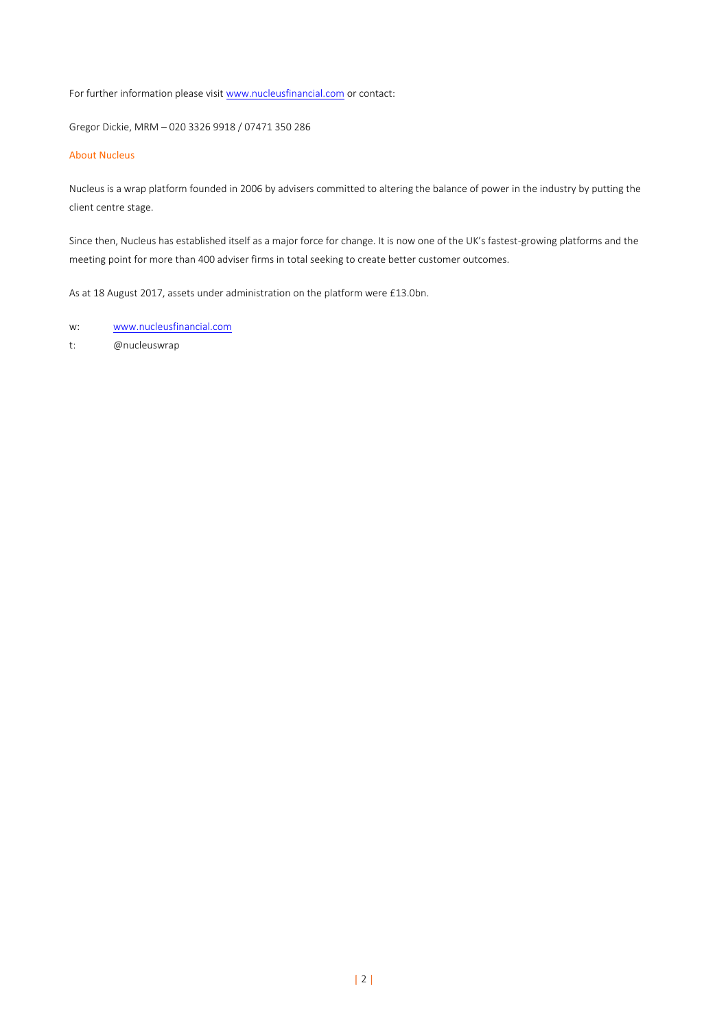For further information please visit [www.nucleusfinancial.com](http://www.nucleusfinancial.com) or contact:

Gregor Dickie, MRM – 020 3326 9918 / 07471 350 286

## About Nucleus

Nucleus is a wrap platform founded in 2006 by advisers committed to altering the balance of power in the industry by putting the client centre stage.

Since then, Nucleus has established itself as a major force for change. It is now one of the UK's fastest-growing platforms and the meeting point for more than 400 adviser firms in total seeking to create better customer outcomes.

As at 18 August 2017, assets under administration on the platform were £13.0bn.

w: [www.nucleusfinancial.com](http://www.nucleusfinancial.com)

t: @nucleuswrap